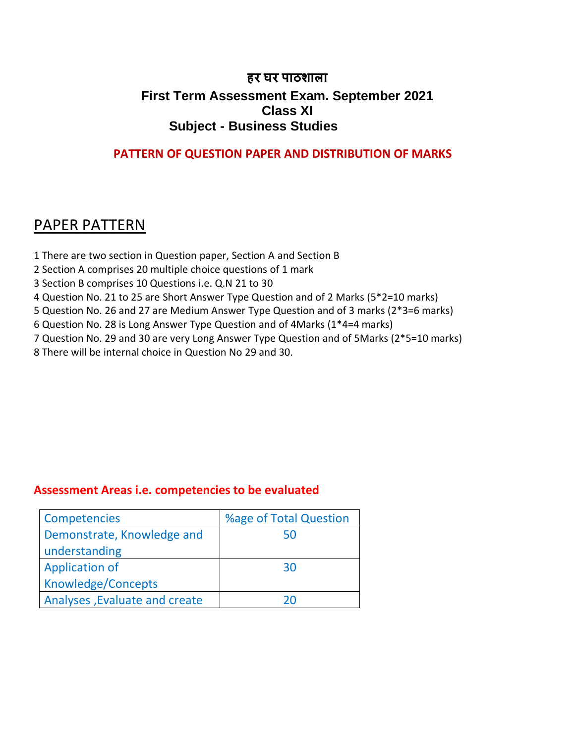# हर घर पाठशाला

## First Term Assessment Exam. September 2021
## Class XI
## Subject - Business Studies

**PATTERN OF QUESTION PAPER AND DISTRIBUTION OF MARKS**

## PAPER PATTERN

1 There are two section in Question paper, Section A and Section B
2 Section A comprises 20 multiple choice questions of 1 mark
3 Section B comprises 10 Questions i.e. Q.N 21 to 30
4 Question No. 21 to 25 are Short Answer Type Question and of 2 Marks (5*2=10 marks)
5 Question No. 26 and 27 are Medium Answer Type Question and of 3 marks (2*3=6 marks)
6 Question No. 28 is Long Answer Type Question and of 4Marks (1*4=4 marks)
7 Question No. 29 and 30 are very Long Answer Type Question and of 5Marks (2*5=10 marks)
8 There will be internal choice in Question No 29 and 30.

**Assessment Areas i.e. competencies to be evaluated**

| Competencies | %age of Total Question |
|---|---|
| Demonstrate, Knowledge and understanding | 50 |
| Application of Knowledge/Concepts | 30 |
| Analyses ,Evaluate and create | 20 |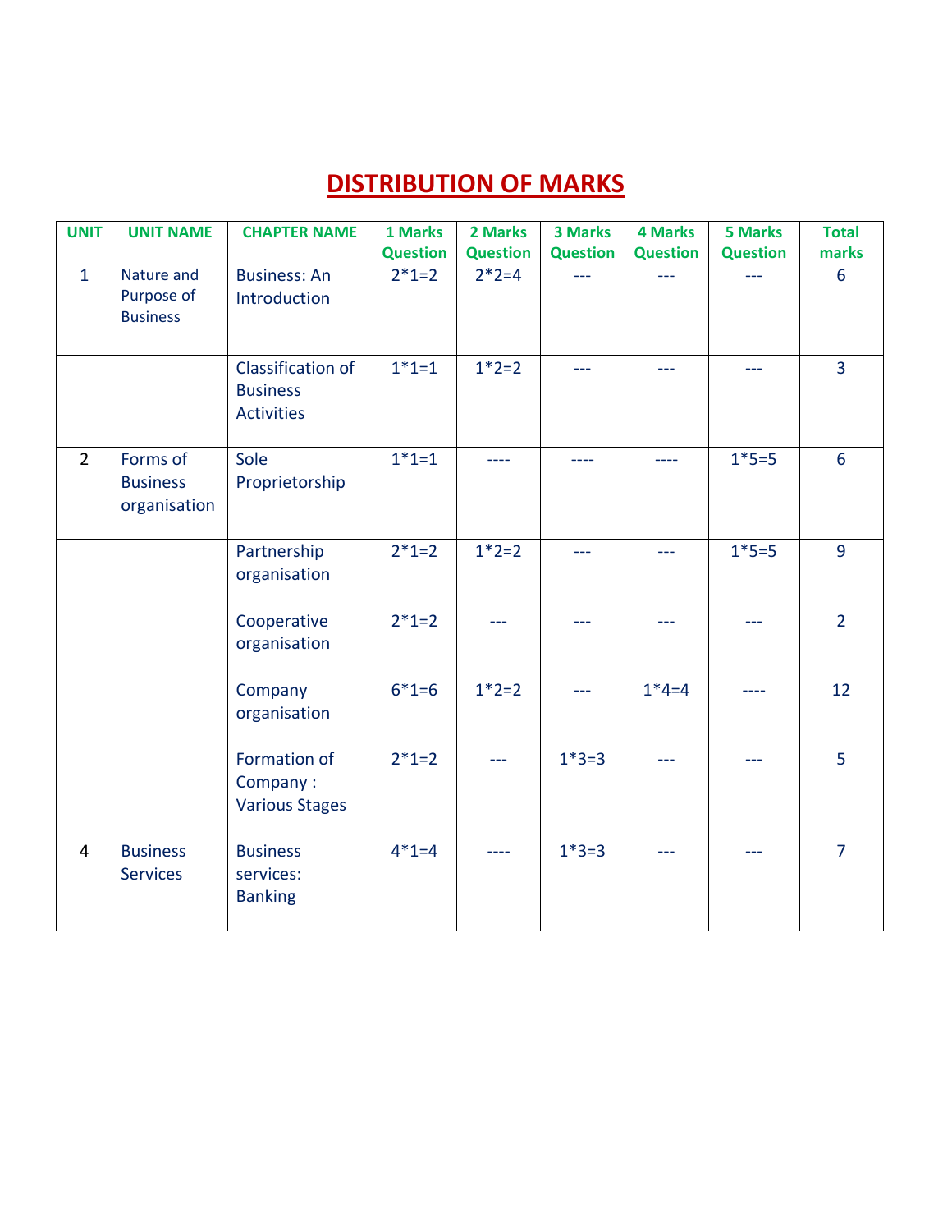# DISTRIBUTION OF MARKS

| UNIT | UNIT NAME | CHAPTER NAME | 1 Marks Question | 2 Marks Question | 3 Marks Question | 4 Marks Question | 5 Marks Question | Total marks |
|---|---|---|---|---|---|---|---|---|
| 1 | Nature and Purpose of Business | Business: An Introduction | 2*1=2 | 2*2=4 | --- | --- | --- | 6 |
| | | Classification of Business Activities | 1*1=1 | 1*2=2 | --- | --- | --- | 3 |
| 2 | Forms of Business organisation | Sole Proprietorship | 1*1=1 | ---- | ---- | ---- | 1*5=5 | 6 |
| | | Partnership organisation | 2*1=2 | 1*2=2 | --- | --- | 1*5=5 | 9 |
| | | Cooperative organisation | 2*1=2 | --- | --- | --- | --- | 2 |
| | | Company organisation | 6*1=6 | 1*2=2 | --- | 1*4=4 | ---- | 12 |
| | | Formation of Company : Various Stages | 2*1=2 | --- | 1*3=3 | --- | --- | 5 |
| 4 | Business Services | Business services: Banking | 4*1=4 | ---- | 1*3=3 | --- | --- | 7 |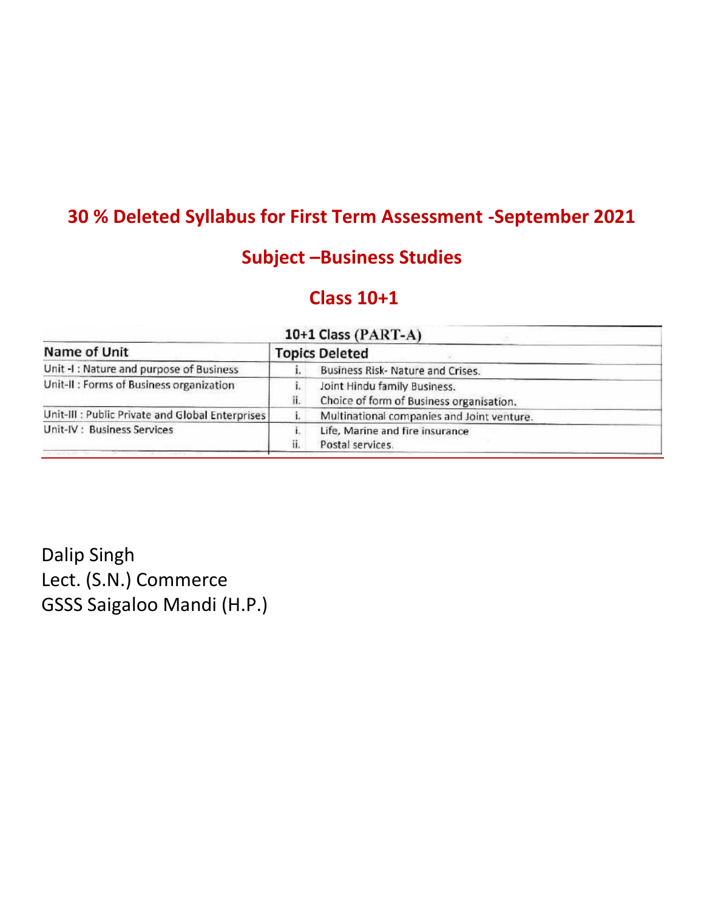## 30 % Deleted Syllabus for First Term Assessment -September 2021

## Subject –Business Studies

## Class 10+1

| 10+1 Class (PART-A) | | |
|---|---|---|
| **Name of Unit** | **Topics Deleted** | |
| Unit -I : Nature and purpose of Business | i. | Business Risk- Nature and Crises. |
| Unit-II : Forms of Business organization | i. | Joint Hindu family Business. |
| | ii. | Choice of form of Business organisation. |
| Unit-III : Public Private and Global Enterprises | i. | Multinational companies and Joint venture. |
| Unit-IV : Business Services | i. | Life, Marine and fire insurance |
| | ii. | Postal services. |

Dalip Singh
Lect. (S.N.) Commerce
GSSS Saigaloo Mandi (H.P.)